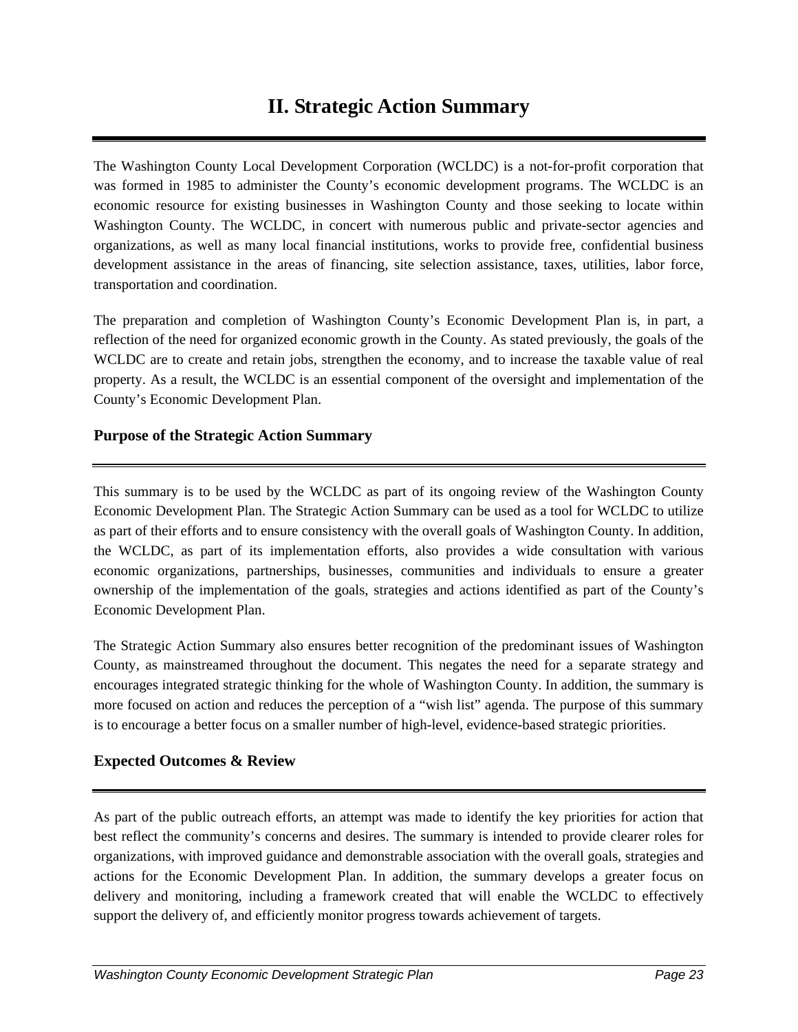# II. Strategic Action Summary

The Washington County Local Development Corporation (WCLDC) is a not-for-profit corporation that was formed in 1985 to administer the County's economic development programs. The WCLDC is an economic resource for existing businesses in Washington County and those seeking to locate within Washington County. The WCLDC, in concert with numerous public and private-sector agencies and organizations, as well as many local financial institutions, works to provide free, confidential business development assistance in the areas of financing, site selection assistance, taxes, utilities, labor force, transportation and coordination.

The preparation and completion of Washington County's Economic Development Plan is, in part, a reflection of the need for organized economic growth in the County. As stated previously, the goals of the WCLDC are to create and retain jobs, strengthen the economy, and to increase the taxable value of real property. As a result, the WCLDC is an essential component of the oversight and implementation of the County's Economic Development Plan.

### Purpose of the Strategic Action Summary

This summary is to be used by the WCLDC as part of its ongoing review of the Washington County Economic Development Plan. The Strategic Action Summary can be used as a tool for WCLDC to utilize as part of their efforts and to ensure consistency with the overall goals of Washington County. In addition, the WCLDC, as part of its implementation efforts, also provides a wide consultation with various economic organizations, partnerships, businesses, communities and individuals to ensure a greater ownership of the implementation of the goals, strategies and actions identified as part of the County's Economic Development Plan.

The Strategic Action Summary also ensures better recognition of the predominant issues of Washington County, as mainstreamed throughout the document. This negates the need for a separate strategy and encourages integrated strategic thinking for the whole of Washington County. In addition, the summary is more focused on action and reduces the perception of a "wish list" agenda. The purpose of this summary is to encourage a better focus on a smaller number of high-level, evidence-based strategic priorities.

### Expected Outcomes & Review

As part of the public outreach efforts, an attempt was made to identify the key priorities for action that best reflect the community's concerns and desires. The summary is intended to provide clearer roles for organizations, with improved guidance and demonstrable association with the overall goals, strategies and actions for the Economic Development Plan. In addition, the summary develops a greater focus on delivery and monitoring, including a framework created that will enable the WCLDC to effectively support the delivery of, and efficiently monitor progress towards achievement of targets.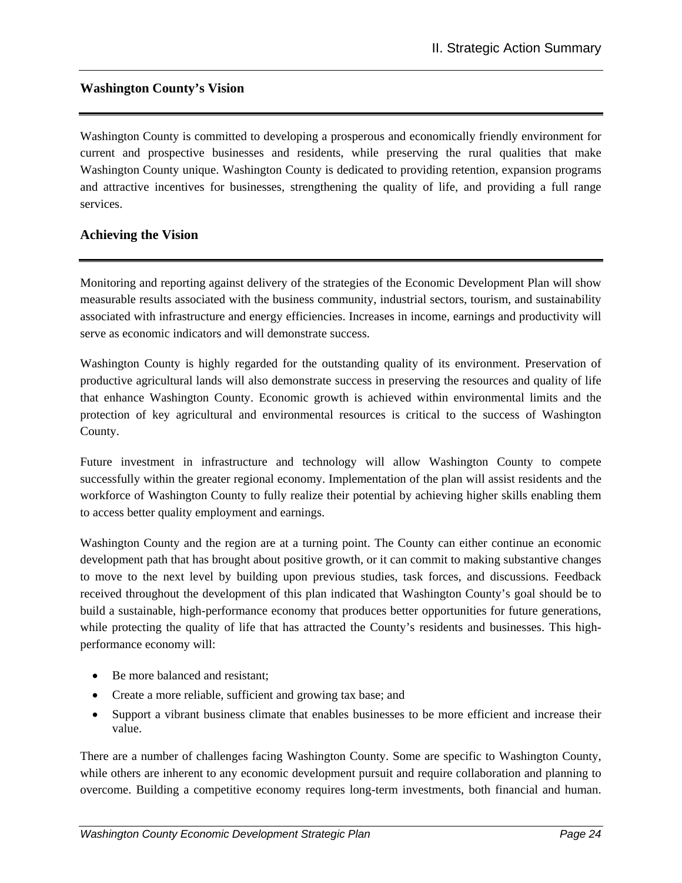## Washington County's Vision

Washington County is committed to developing a prosperous and economically friendly environment for current and prospective businesses and residents, while preserving the rural qualities that make Washington County unique. Washington County is dedicated to providing retention, expansion programs and attractive incentives for businesses, strengthening the quality of life, and providing a full range services.

## Achieving the Vision

Monitoring and reporting against delivery of the strategies of the Economic Development Plan will show measurable results associated with the business community, industrial sectors, tourism, and sustainability associated with infrastructure and energy efficiencies. Increases in income, earnings and productivity will serve as economic indicators and will demonstrate success.

Washington County is highly regarded for the outstanding quality of its environment. Preservation of productive agricultural lands will also demonstrate success in preserving the resources and quality of life that enhance Washington County. Economic growth is achieved within environmental limits and the protection of key agricultural and environmental resources is critical to the success of Washington County.

Future investment in infrastructure and technology will allow Washington County to compete successfully within the greater regional economy. Implementation of the plan will assist residents and the workforce of Washington County to fully realize their potential by achieving higher skills enabling them to access better quality employment and earnings.

Washington County and the region are at a turning point. The County can either continue an economic development path that has brought about positive growth, or it can commit to making substantive changes to move to the next level by building upon previous studies, task forces, and discussions. Feedback received throughout the development of this plan indicated that Washington County's goal should be to build a sustainable, high-performance economy that produces better opportunities for future generations, while protecting the quality of life that has attracted the County's residents and businesses. This high-performance economy will:

- Be more balanced and resistant;
- Create a more reliable, sufficient and growing tax base; and
- Support a vibrant business climate that enables businesses to be more efficient and increase their value.

There are a number of challenges facing Washington County. Some are specific to Washington County, while others are inherent to any economic development pursuit and require collaboration and planning to overcome. Building a competitive economy requires long-term investments, both financial and human.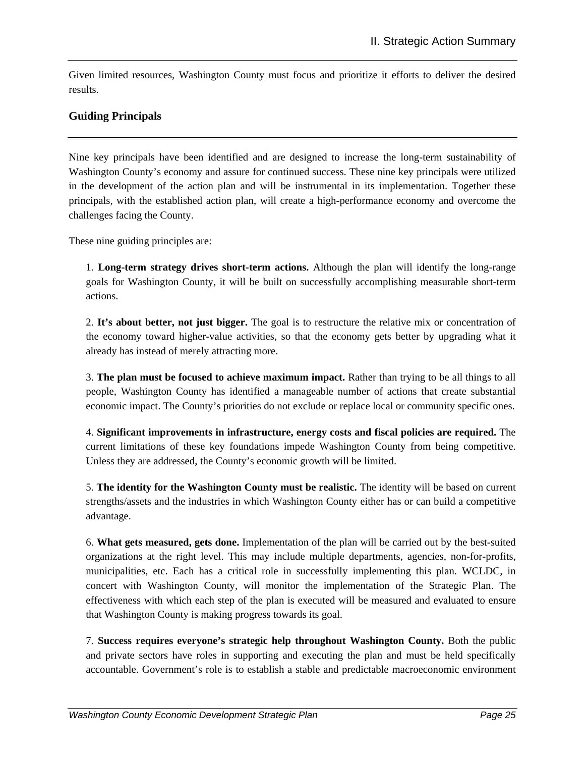Given limited resources, Washington County must focus and prioritize it efforts to deliver the desired results.

## Guiding Principals

Nine key principals have been identified and are designed to increase the long-term sustainability of Washington County's economy and assure for continued success. These nine key principals were utilized in the development of the action plan and will be instrumental in its implementation. Together these principals, with the established action plan, will create a high-performance economy and overcome the challenges facing the County.

These nine guiding principles are:

1. **Long-term strategy drives short-term actions.** Although the plan will identify the long-range goals for Washington County, it will be built on successfully accomplishing measurable short-term actions.

2. **It's about better, not just bigger.** The goal is to restructure the relative mix or concentration of the economy toward higher-value activities, so that the economy gets better by upgrading what it already has instead of merely attracting more.

3. **The plan must be focused to achieve maximum impact.** Rather than trying to be all things to all people, Washington County has identified a manageable number of actions that create substantial economic impact. The County's priorities do not exclude or replace local or community specific ones.

4. **Significant improvements in infrastructure, energy costs and fiscal policies are required.** The current limitations of these key foundations impede Washington County from being competitive. Unless they are addressed, the County's economic growth will be limited.

5. **The identity for the Washington County must be realistic.** The identity will be based on current strengths/assets and the industries in which Washington County either has or can build a competitive advantage.

6. **What gets measured, gets done.** Implementation of the plan will be carried out by the best-suited organizations at the right level. This may include multiple departments, agencies, non-for-profits, municipalities, etc. Each has a critical role in successfully implementing this plan. WCLDC, in concert with Washington County, will monitor the implementation of the Strategic Plan. The effectiveness with which each step of the plan is executed will be measured and evaluated to ensure that Washington County is making progress towards its goal.

7. **Success requires everyone's strategic help throughout Washington County.** Both the public and private sectors have roles in supporting and executing the plan and must be held specifically accountable. Government's role is to establish a stable and predictable macroeconomic environment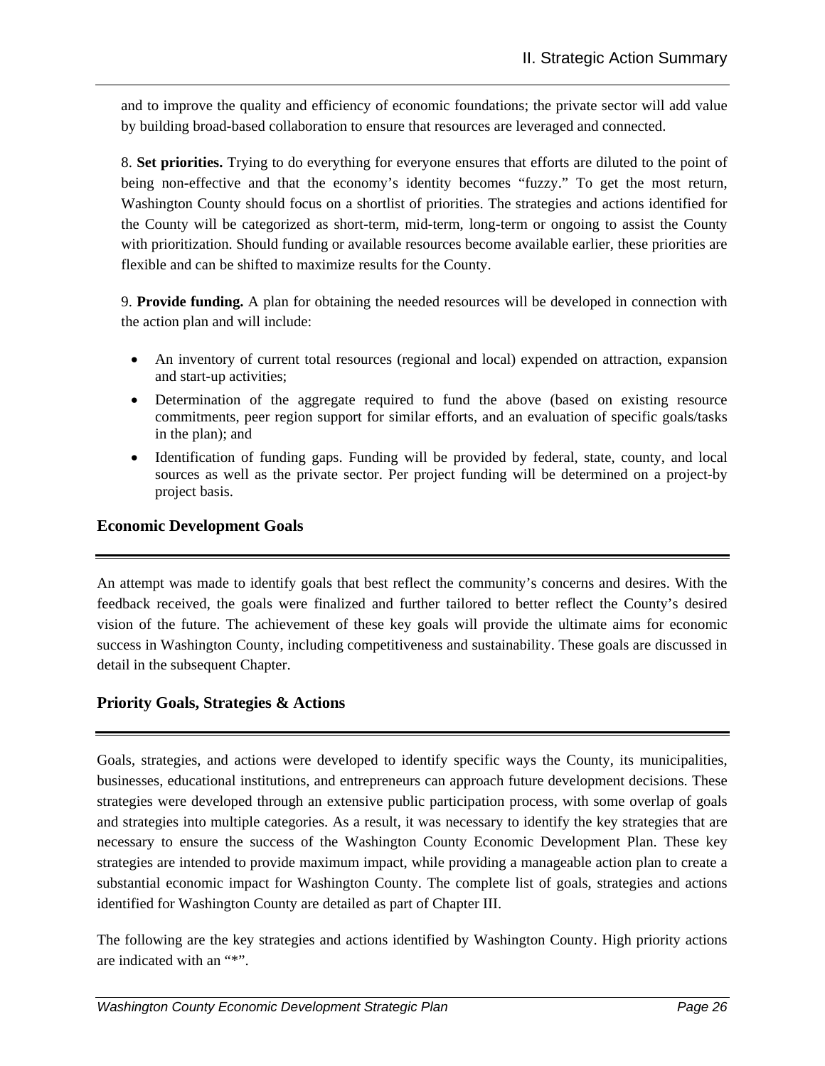and to improve the quality and efficiency of economic foundations; the private sector will add value by building broad-based collaboration to ensure that resources are leveraged and connected.

8. **Set priorities.** Trying to do everything for everyone ensures that efforts are diluted to the point of being non-effective and that the economy's identity becomes "fuzzy." To get the most return, Washington County should focus on a shortlist of priorities. The strategies and actions identified for the County will be categorized as short-term, mid-term, long-term or ongoing to assist the County with prioritization. Should funding or available resources become available earlier, these priorities are flexible and can be shifted to maximize results for the County.

9. **Provide funding.** A plan for obtaining the needed resources will be developed in connection with the action plan and will include:

- An inventory of current total resources (regional and local) expended on attraction, expansion and start-up activities;
- Determination of the aggregate required to fund the above (based on existing resource commitments, peer region support for similar efforts, and an evaluation of specific goals/tasks in the plan); and
- Identification of funding gaps. Funding will be provided by federal, state, county, and local sources as well as the private sector. Per project funding will be determined on a project-by project basis.

## Economic Development Goals

An attempt was made to identify goals that best reflect the community's concerns and desires. With the feedback received, the goals were finalized and further tailored to better reflect the County's desired vision of the future. The achievement of these key goals will provide the ultimate aims for economic success in Washington County, including competitiveness and sustainability. These goals are discussed in detail in the subsequent Chapter.

## Priority Goals, Strategies & Actions

Goals, strategies, and actions were developed to identify specific ways the County, its municipalities, businesses, educational institutions, and entrepreneurs can approach future development decisions. These strategies were developed through an extensive public participation process, with some overlap of goals and strategies into multiple categories. As a result, it was necessary to identify the key strategies that are necessary to ensure the success of the Washington County Economic Development Plan. These key strategies are intended to provide maximum impact, while providing a manageable action plan to create a substantial economic impact for Washington County. The complete list of goals, strategies and actions identified for Washington County are detailed as part of Chapter III.

The following are the key strategies and actions identified by Washington County. High priority actions are indicated with an "*".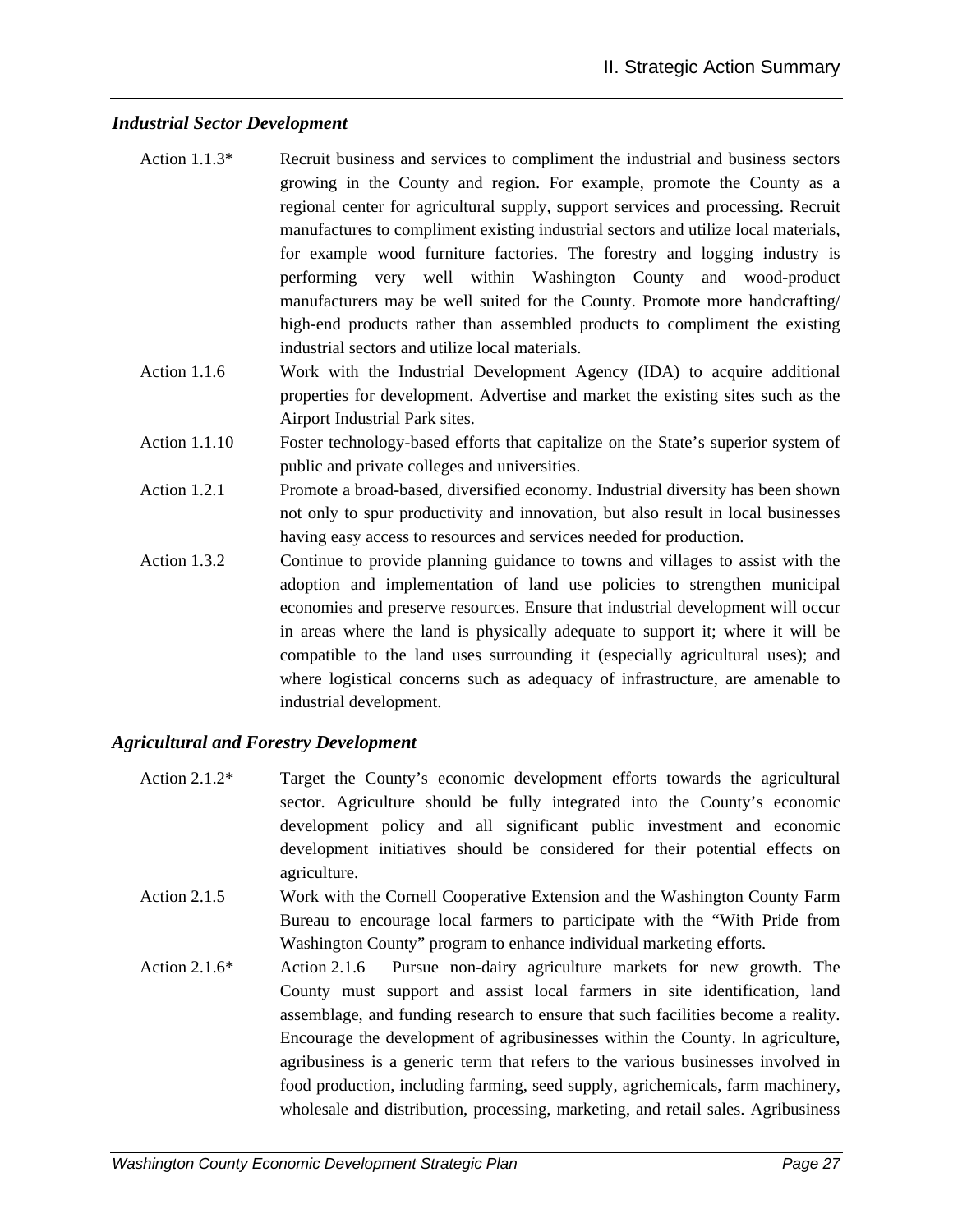### *Industrial Sector Development*

| | |
|---|---|
| Action 1.1.3* | Recruit business and services to compliment the industrial and business sectors growing in the County and region. For example, promote the County as a regional center for agricultural supply, support services and processing. Recruit manufactures to compliment existing industrial sectors and utilize local materials, for example wood furniture factories. The forestry and logging industry is performing very well within Washington County and wood-product manufacturers may be well suited for the County. Promote more handcrafting/ high-end products rather than assembled products to compliment the existing industrial sectors and utilize local materials. |
| Action 1.1.6 | Work with the Industrial Development Agency (IDA) to acquire additional properties for development. Advertise and market the existing sites such as the Airport Industrial Park sites. |
| Action 1.1.10 | Foster technology-based efforts that capitalize on the State's superior system of public and private colleges and universities. |
| Action 1.2.1 | Promote a broad-based, diversified economy. Industrial diversity has been shown not only to spur productivity and innovation, but also result in local businesses having easy access to resources and services needed for production. |
| Action 1.3.2 | Continue to provide planning guidance to towns and villages to assist with the adoption and implementation of land use policies to strengthen municipal economies and preserve resources. Ensure that industrial development will occur in areas where the land is physically adequate to support it; where it will be compatible to the land uses surrounding it (especially agricultural uses); and where logistical concerns such as adequacy of infrastructure, are amenable to industrial development. |

### *Agricultural and Forestry Development*

| | |
|---|---|
| Action 2.1.2* | Target the County's economic development efforts towards the agricultural sector. Agriculture should be fully integrated into the County's economic development policy and all significant public investment and economic development initiatives should be considered for their potential effects on agriculture. |
| Action 2.1.5 | Work with the Cornell Cooperative Extension and the Washington County Farm Bureau to encourage local farmers to participate with the "With Pride from Washington County" program to enhance individual marketing efforts. |
| Action 2.1.6* | Action 2.1.6 Pursue non-dairy agriculture markets for new growth. The County must support and assist local farmers in site identification, land assemblage, and funding research to ensure that such facilities become a reality. Encourage the development of agribusinesses within the County. In agriculture, agribusiness is a generic term that refers to the various businesses involved in food production, including farming, seed supply, agrichemicals, farm machinery, wholesale and distribution, processing, marketing, and retail sales. Agribusiness |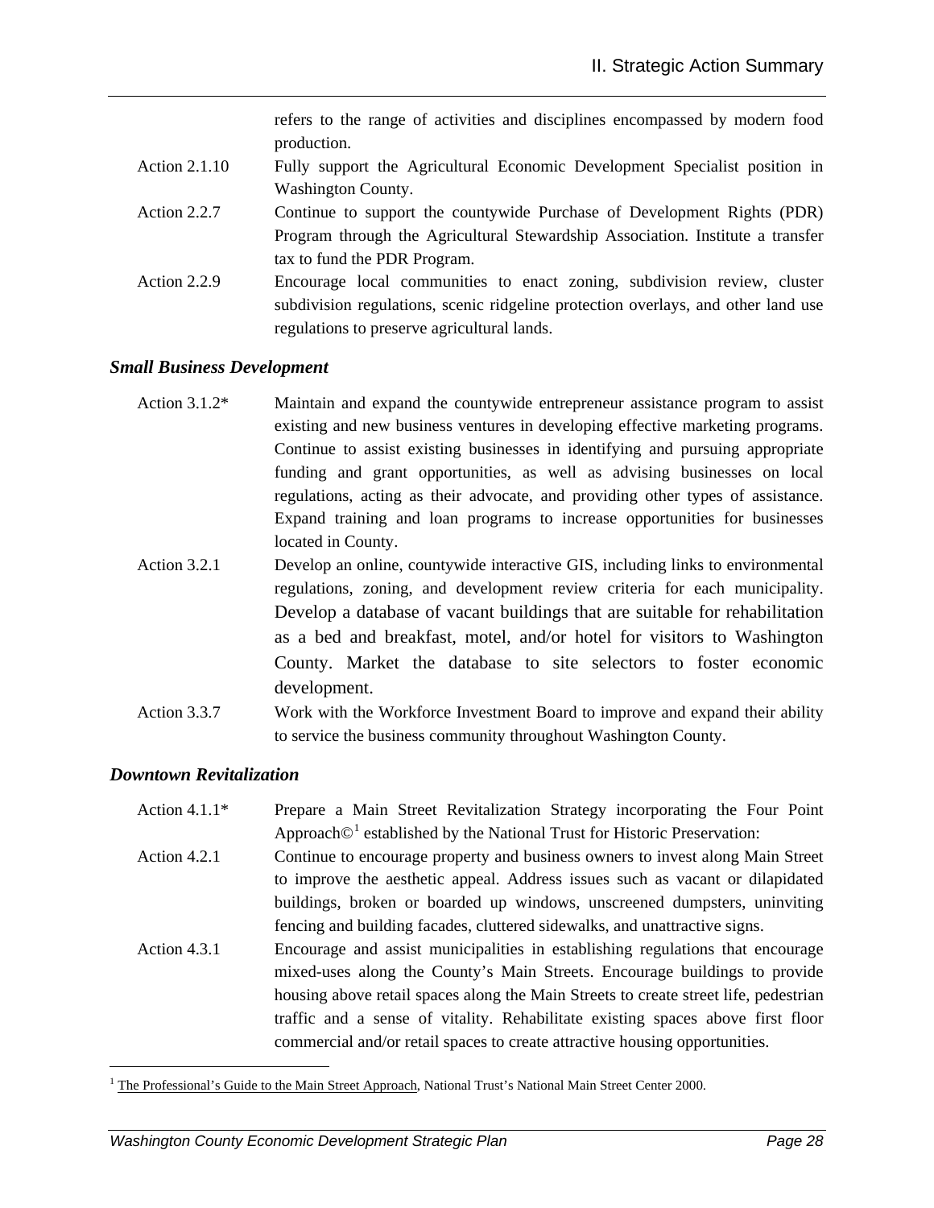refers to the range of activities and disciplines encompassed by modern food production.

Action 2.1.10 Fully support the Agricultural Economic Development Specialist position in Washington County.

Action 2.2.7 Continue to support the countywide Purchase of Development Rights (PDR) Program through the Agricultural Stewardship Association. Institute a transfer tax to fund the PDR Program.

Action 2.2.9 Encourage local communities to enact zoning, subdivision review, cluster subdivision regulations, scenic ridgeline protection overlays, and other land use regulations to preserve agricultural lands.

### *Small Business Development*

Action 3.1.2* Maintain and expand the countywide entrepreneur assistance program to assist existing and new business ventures in developing effective marketing programs. Continue to assist existing businesses in identifying and pursuing appropriate funding and grant opportunities, as well as advising businesses on local regulations, acting as their advocate, and providing other types of assistance. Expand training and loan programs to increase opportunities for businesses located in County.

Action 3.2.1 Develop an online, countywide interactive GIS, including links to environmental regulations, zoning, and development review criteria for each municipality. Develop a database of vacant buildings that are suitable for rehabilitation as a bed and breakfast, motel, and/or hotel for visitors to Washington County. Market the database to site selectors to foster economic development.

Action 3.3.7 Work with the Workforce Investment Board to improve and expand their ability to service the business community throughout Washington County.

### *Downtown Revitalization*

Action 4.1.1* Prepare a Main Street Revitalization Strategy incorporating the Four Point Approach©[1] established by the National Trust for Historic Preservation:

Action 4.2.1 Continue to encourage property and business owners to invest along Main Street to improve the aesthetic appeal. Address issues such as vacant or dilapidated buildings, broken or boarded up windows, unscreened dumpsters, uninviting fencing and building facades, cluttered sidewalks, and unattractive signs.

Action 4.3.1 Encourage and assist municipalities in establishing regulations that encourage mixed-uses along the County's Main Streets. Encourage buildings to provide housing above retail spaces along the Main Streets to create street life, pedestrian traffic and a sense of vitality. Rehabilitate existing spaces above first floor commercial and/or retail spaces to create attractive housing opportunities.

---

[1] The Professional's Guide to the Main Street Approach, National Trust's National Main Street Center 2000.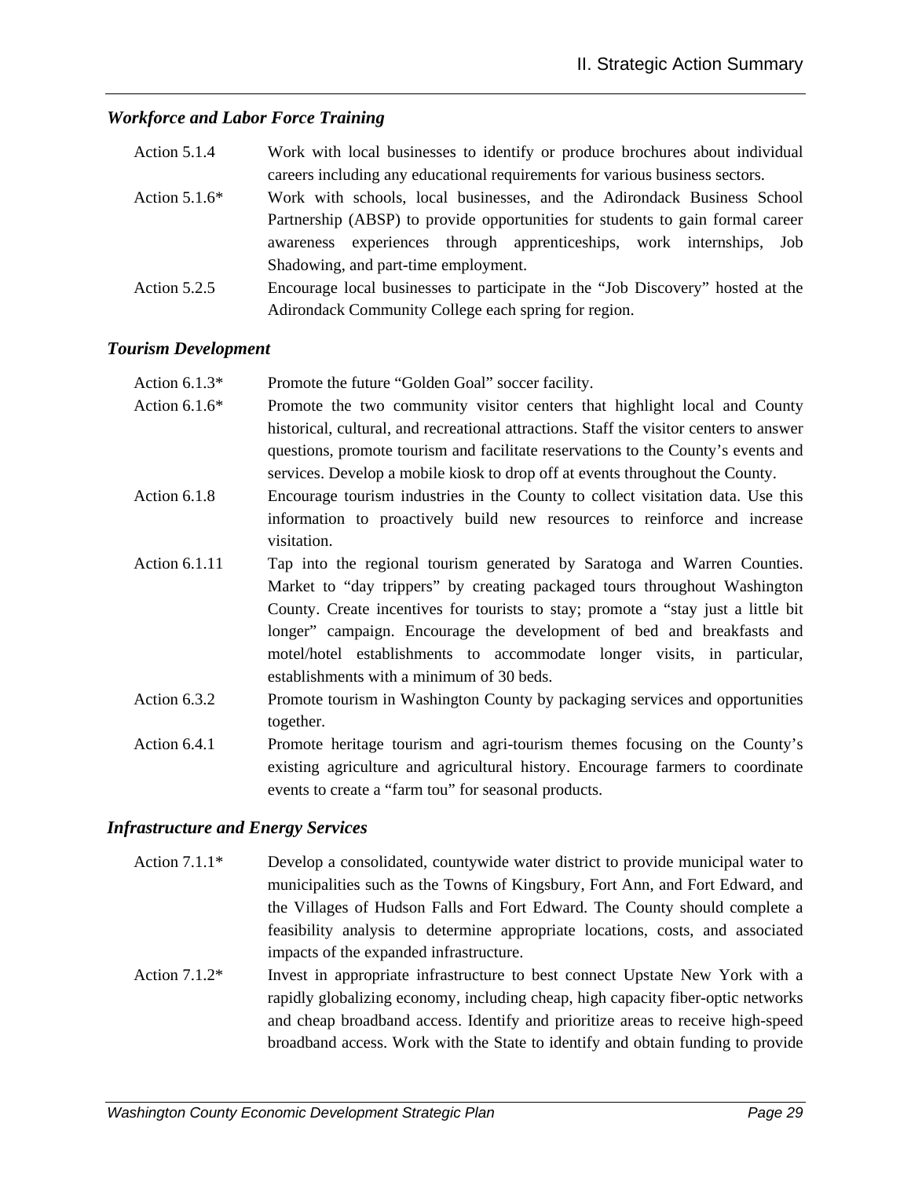### *Workforce and Labor Force Training*

| | |
|---|---|
| Action 5.1.4 | Work with local businesses to identify or produce brochures about individual careers including any educational requirements for various business sectors. |
| Action 5.1.6* | Work with schools, local businesses, and the Adirondack Business School Partnership (ABSP) to provide opportunities for students to gain formal career awareness experiences through apprenticeships, work internships, Job Shadowing, and part-time employment. |
| Action 5.2.5 | Encourage local businesses to participate in the "Job Discovery" hosted at the Adirondack Community College each spring for region. |

### *Tourism Development*

| | |
|---|---|
| Action 6.1.3* | Promote the future "Golden Goal" soccer facility. |
| Action 6.1.6* | Promote the two community visitor centers that highlight local and County historical, cultural, and recreational attractions. Staff the visitor centers to answer questions, promote tourism and facilitate reservations to the County's events and services. Develop a mobile kiosk to drop off at events throughout the County. |
| Action 6.1.8 | Encourage tourism industries in the County to collect visitation data. Use this information to proactively build new resources to reinforce and increase visitation. |
| Action 6.1.11 | Tap into the regional tourism generated by Saratoga and Warren Counties. Market to "day trippers" by creating packaged tours throughout Washington County. Create incentives for tourists to stay; promote a "stay just a little bit longer" campaign. Encourage the development of bed and breakfasts and motel/hotel establishments to accommodate longer visits, in particular, establishments with a minimum of 30 beds. |
| Action 6.3.2 | Promote tourism in Washington County by packaging services and opportunities together. |
| Action 6.4.1 | Promote heritage tourism and agri-tourism themes focusing on the County's existing agriculture and agricultural history. Encourage farmers to coordinate events to create a "farm tou" for seasonal products. |

### *Infrastructure and Energy Services*

| | |
|---|---|
| Action 7.1.1* | Develop a consolidated, countywide water district to provide municipal water to municipalities such as the Towns of Kingsbury, Fort Ann, and Fort Edward, and the Villages of Hudson Falls and Fort Edward. The County should complete a feasibility analysis to determine appropriate locations, costs, and associated impacts of the expanded infrastructure. |
| Action 7.1.2* | Invest in appropriate infrastructure to best connect Upstate New York with a rapidly globalizing economy, including cheap, high capacity fiber-optic networks and cheap broadband access. Identify and prioritize areas to receive high-speed broadband access. Work with the State to identify and obtain funding to provide |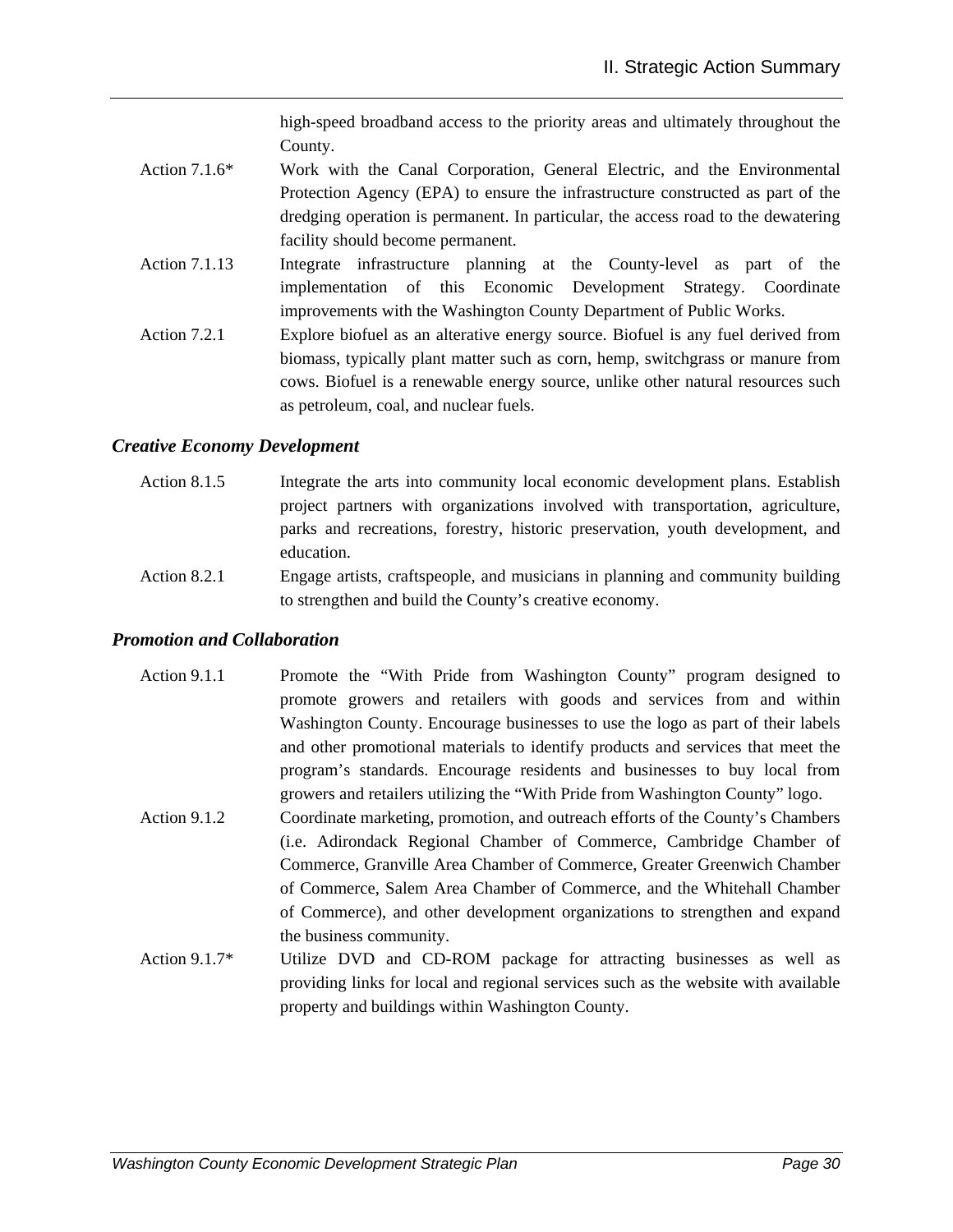high-speed broadband access to the priority areas and ultimately throughout the County.

Action 7.1.6* Work with the Canal Corporation, General Electric, and the Environmental Protection Agency (EPA) to ensure the infrastructure constructed as part of the dredging operation is permanent. In particular, the access road to the dewatering facility should become permanent.

Action 7.1.13 Integrate infrastructure planning at the County-level as part of the implementation of this Economic Development Strategy. Coordinate improvements with the Washington County Department of Public Works.

Action 7.2.1 Explore biofuel as an alterative energy source. Biofuel is any fuel derived from biomass, typically plant matter such as corn, hemp, switchgrass or manure from cows. Biofuel is a renewable energy source, unlike other natural resources such as petroleum, coal, and nuclear fuels.

***Creative Economy Development***

Action 8.1.5 Integrate the arts into community local economic development plans. Establish project partners with organizations involved with transportation, agriculture, parks and recreations, forestry, historic preservation, youth development, and education.

Action 8.2.1 Engage artists, craftspeople, and musicians in planning and community building to strengthen and build the County's creative economy.

***Promotion and Collaboration***

Action 9.1.1 Promote the "With Pride from Washington County" program designed to promote growers and retailers with goods and services from and within Washington County. Encourage businesses to use the logo as part of their labels and other promotional materials to identify products and services that meet the program's standards. Encourage residents and businesses to buy local from growers and retailers utilizing the "With Pride from Washington County" logo.

Action 9.1.2 Coordinate marketing, promotion, and outreach efforts of the County's Chambers (i.e. Adirondack Regional Chamber of Commerce, Cambridge Chamber of Commerce, Granville Area Chamber of Commerce, Greater Greenwich Chamber of Commerce, Salem Area Chamber of Commerce, and the Whitehall Chamber of Commerce), and other development organizations to strengthen and expand the business community.

Action 9.1.7* Utilize DVD and CD-ROM package for attracting businesses as well as providing links for local and regional services such as the website with available property and buildings within Washington County.